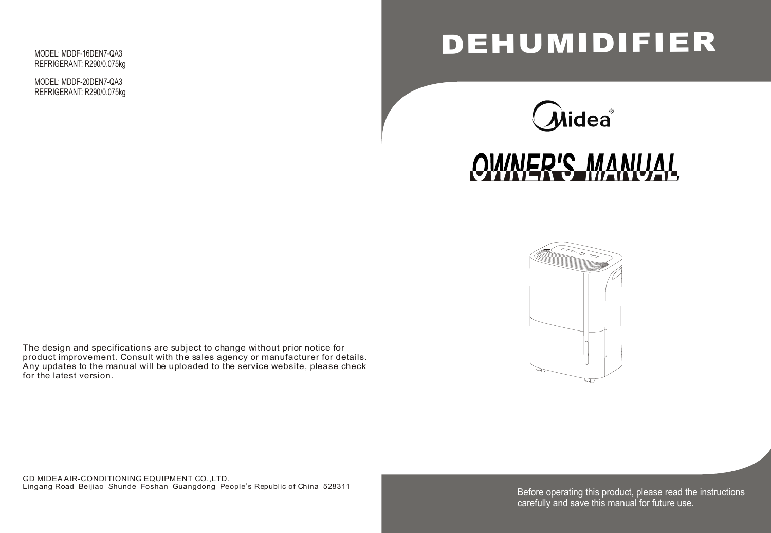MODEL: MDDF-16DEN7-QA3
REFRIGERANT: R290/0.075kg

MODEL: MDDF-20DEN7-QA3
REFRIGERANT: R290/0.075kg

The design and specifications are subject to change without prior notice for product improvement. Consult with the sales agency or manufacturer for details. Any updates to the manual will be uploaded to the service website, please check for the latest version.

GD MIDEA AIR-CONDITIONING EQUIPMENT CO.,LTD.
Lingang Road Beijiao Shunde Foshan Guangdong People's Republic of China 528311

# DEHUMIDIFIER

Midea®

# OWNER'S MANUAL

Before operating this product, please read the instructions carefully and save this manual for future use.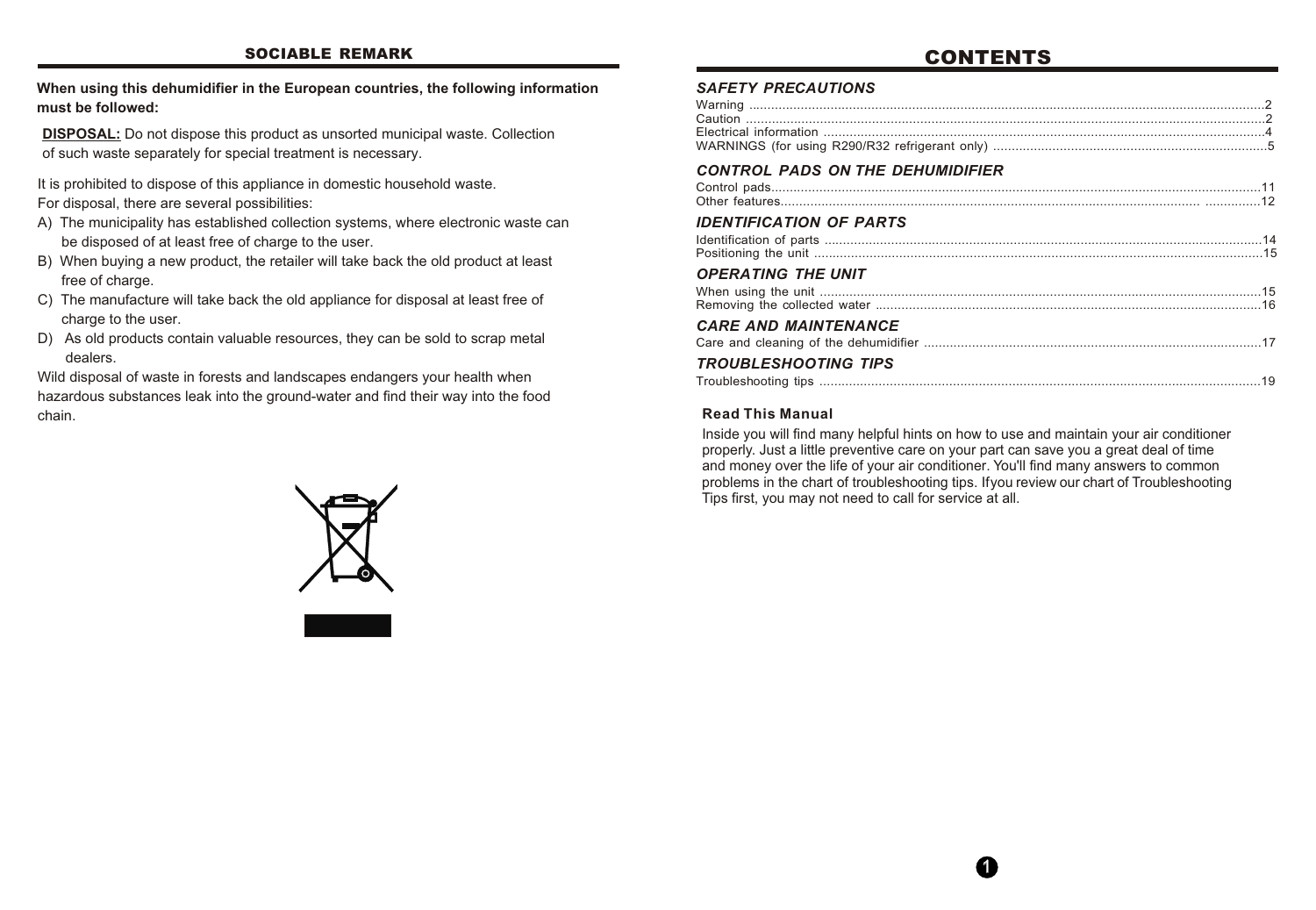## SOCIABLE REMARK

**When using this dehumidifier in the European countries, the following information must be followed:**

**DISPOSAL:** Do not dispose this product as unsorted municipal waste. Collection of such waste separately for special treatment is necessary.

It is prohibited to dispose of this appliance in domestic household waste.
For disposal, there are several possibilities:

A) The municipality has established collection systems, where electronic waste can be disposed of at least free of charge to the user.
B) When buying a new product, the retailer will take back the old product at least free of charge.
C) The manufacture will take back the old appliance for disposal at least free of charge to the user.
D) As old products contain valuable resources, they can be sold to scrap metal dealers.

Wild disposal of waste in forests and landscapes endangers your health when hazardous substances leak into the ground-water and find their way into the food chain.

## CONTENTS

### *SAFETY PRECAUTIONS*

Warning ....................................................2
Caution ....................................................2
Electrical information ....................................................4
WARNINGS (for using R290/R32 refrigerant only) ....................................................5

### *CONTROL PADS ON THE DEHUMIDIFIER*

Control pads....................................................11
Other features....................................................12

### *IDENTIFICATION OF PARTS*

Identification of parts ....................................................14
Positioning the unit ....................................................15

### *OPERATING THE UNIT*

When using the unit ....................................................15
Removing the collected water ....................................................16

### *CARE AND MAINTENANCE*

Care and cleaning of the dehumidifier ....................................................17

### *TROUBLESHOOTING TIPS*

Troubleshooting tips ....................................................19

**Read This Manual**

Inside you will find many helpful hints on how to use and maintain your air conditioner properly. Just a little preventive care on your part can save you a great deal of time and money over the life of your air conditioner. You'll find many answers to common problems in the chart of troubleshooting tips. Ifyou review our chart of Troubleshooting Tips first, you may not need to call for service at all.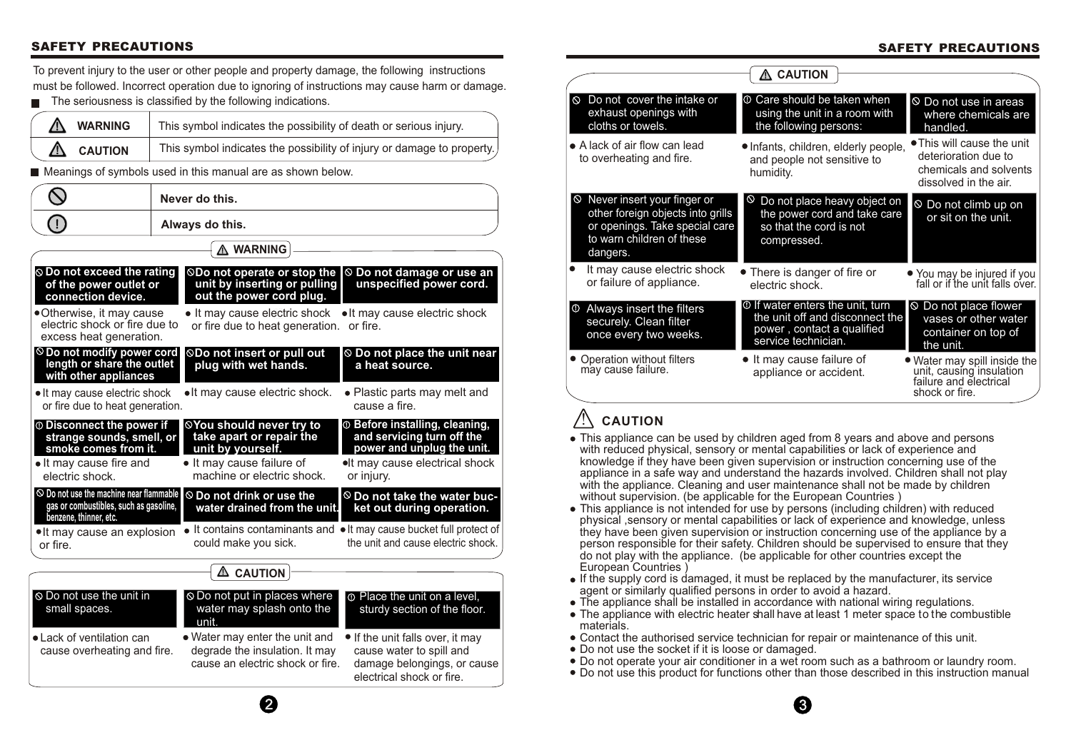## SAFETY PRECAUTIONS

To prevent injury to the user or other people and property damage, the following instructions must be followed. Incorrect operation due to ignoring of instructions may cause harm or damage.

- The seriousness is classified by the following indications.

| | |
|---|---|
| ⚠ WARNING | This symbol indicates the possibility of death or serious injury. |
| ⚠ CAUTION | This symbol indicates the possibility of injury or damage to property. |

- Meanings of symbols used in this manual are as shown below.

| | |
|---|---|
| ⦸ | Never do this. |
| ⓘ | Always do this. |

### ⚠ WARNING

| | | |
|---|---|---|
| ⦸ **Do not exceed the rating of the power outlet or connection device.** | ⦸ **Do not operate or stop the unit by inserting or pulling out the power cord plug.** | ⦸ **Do not damage or use an unspecified power cord.** |
| • Otherwise, it may cause electric shock or fire due to excess heat generation. | • It may cause electric shock or fire due to heat generation. | • It may cause electric shock or fire. |
| ⦸ **Do not modify power cord length or share the outlet with other appliances** | ⦸ **Do not insert or pull out plug with wet hands.** | ⦸ **Do not place the unit near a heat source.** |
| • It may cause electric shock or fire due to heat generation. | • It may cause electric shock. | • Plastic parts may melt and cause a fire. |
| ⓘ **Disconnect the power if strange sounds, smell, or smoke comes from it.** | ⦸ **You should never try to take apart or repair the unit by yourself.** | ⓘ **Before installing, cleaning, and servicing turn off the power and unplug the unit.** |
| • It may cause fire and electric shock. | • It may cause failure of machine or electric shock. | • It may cause electrical shock or injury. |
| ⦸ **Do not use the machine near flammable gas or combustibles, such as gasoline, benzene, thinner, etc.** | ⦸ **Do not drink or use the water drained from the unit.** | ⦸ **Do not take the water bucket out during operation.** |
| • It may cause an explosion or fire. | • It contains contaminants and could make you sick. | • It may cause bucket full protect of the unit and cause electric shock. |

### ⚠ CAUTION

| | | |
|---|---|---|
| ⦸ Do not use the unit in small spaces. | ⦸ Do not put in places where water may splash onto the unit. | ⓘ Place the unit on a level, sturdy section of the floor. |
| • Lack of ventilation can cause overheating and fire. | • Water may enter the unit and degrade the insulation. It may cause an electric shock or fire. | • If the unit falls over, it may cause water to spill and damage belongings, or cause electrical shock or fire. |

## SAFETY PRECAUTIONS

### ⚠ CAUTION

| | | |
|---|---|---|
| ⦸ Do not cover the intake or exhaust openings with cloths or towels. | ⓘ Care should be taken when using the unit in a room with the following persons: | ⦸ Do not use in areas where chemicals are handled. |
| • A lack of air flow can lead to overheating and fire. | • Infants, children, elderly people, and people not sensitive to humidity. | • This will cause the unit deterioration due to chemicals and solvents dissolved in the air. |
| ⦸ Never insert your finger or other foreign objects into grills or openings. Take special care to warn children of these dangers. | ⦸ Do not place heavy object on the power cord and take care so that the cord is not compressed. | ⦸ Do not climb up on or sit on the unit. |
| • It may cause electric shock or failure of appliance. | • There is danger of fire or electric shock. | • You may be injured if you fall or if the unit falls over. |
| ⓘ Always insert the filters securely. Clean filter once every two weeks. | ⓘ If water enters the unit, turn the unit off and disconnect the power , contact a qualified service technician. | ⦸ Do not place flower vases or other water container on top of the unit. |
| • Operation without filters may cause failure. | • It may cause failure of appliance or accident. | • Water may spill inside the unit, causing insulation failure and electrical shock or fire. |

### ⚠ CAUTION

- This appliance can be used by children aged from 8 years and above and persons with reduced physical, sensory or mental capabilities or lack of experience and knowledge if they have been given supervision or instruction concerning use of the appliance in a safe way and understand the hazards involved. Children shall not play with the appliance. Cleaning and user maintenance shall not be made by children without supervision. (be applicable for the European Countries )
- This appliance is not intended for use by persons (including children) with reduced physical ,sensory or mental capabilities or lack of experience and knowledge, unless they have been given supervision or instruction concerning use of the appliance by a person responsible for their safety. Children should be supervised to ensure that they do not play with the appliance. (be applicable for other countries except the European Countries )
- If the supply cord is damaged, it must be replaced by the manufacturer, its service agent or similarly qualified persons in order to avoid a hazard.
- The appliance shall be installed in accordance with national wiring regulations.
- The appliance with electric heater shall have at least 1 meter space to the combustible materials.
- Contact the authorised service technician for repair or maintenance of this unit.
- Do not use the socket if it is loose or damaged.
- Do not operate your air conditioner in a wet room such as a bathroom or laundry room.
- Do not use this product for functions other than those described in this instruction manual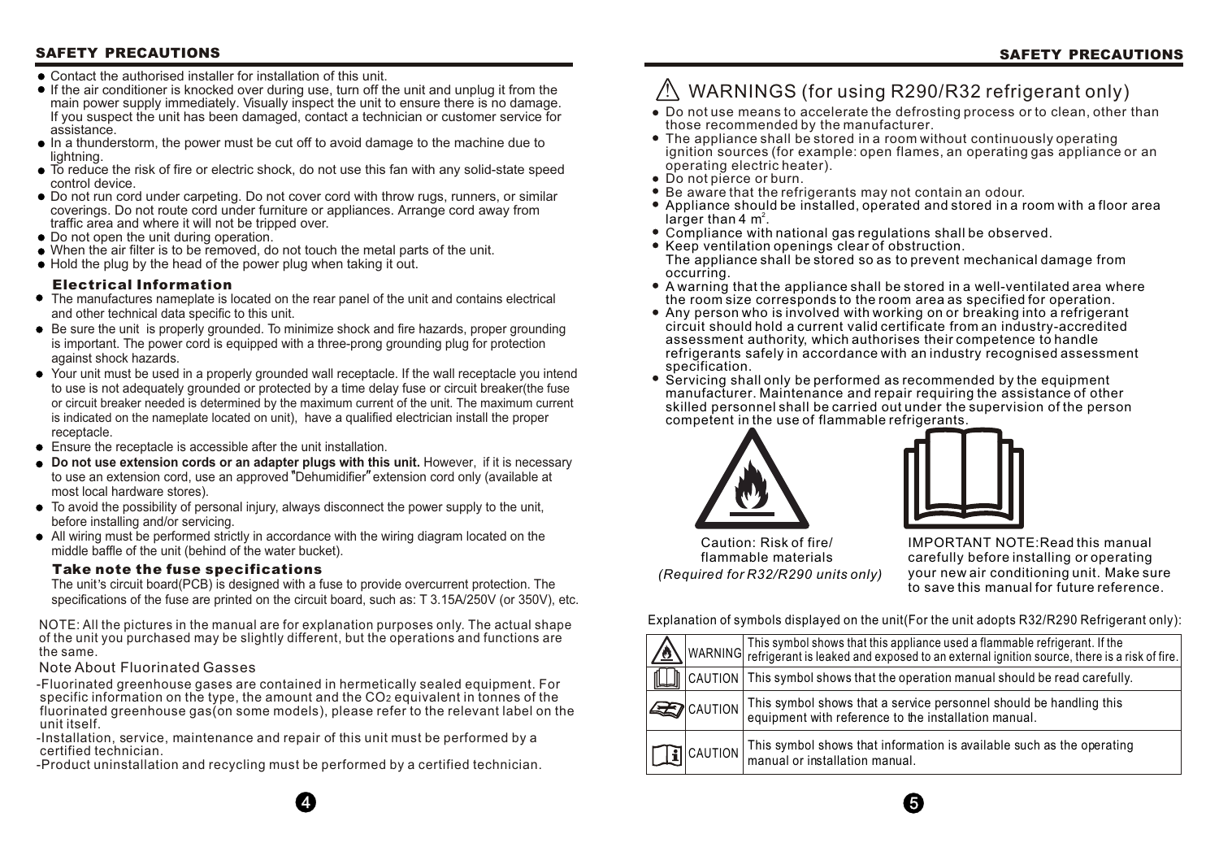## SAFETY PRECAUTIONS

- Contact the authorised installer for installation of this unit.
- If the air conditioner is knocked over during use, turn off the unit and unplug it from the main power supply immediately. Visually inspect the unit to ensure there is no damage. If you suspect the unit has been damaged, contact a technician or customer service for assistance.
- In a thunderstorm, the power must be cut off to avoid damage to the machine due to lightning.
- To reduce the risk of fire or electric shock, do not use this fan with any solid-state speed control device.
- Do not run cord under carpeting. Do not cover cord with throw rugs, runners, or similar coverings. Do not route cord under furniture or appliances. Arrange cord away from traffic area and where it will not be tripped over.
- Do not open the unit during operation.
- When the air filter is to be removed, do not touch the metal parts of the unit.
- Hold the plug by the head of the power plug when taking it out.

### Electrical Information

- The manufactures nameplate is located on the rear panel of the unit and contains electrical and other technical data specific to this unit.
- Be sure the unit is properly grounded. To minimize shock and fire hazards, proper grounding is important. The power cord is equipped with a three-prong grounding plug for protection against shock hazards.
- Your unit must be used in a properly grounded wall receptacle. If the wall receptacle you intend to use is not adequately grounded or protected by a time delay fuse or circuit breaker(the fuse or circuit breaker needed is determined by the maximum current of the unit. The maximum current is indicated on the nameplate located on unit), have a qualified electrician install the proper receptacle.
- Ensure the receptacle is accessible after the unit installation.
- **Do not use extension cords or an adapter plugs with this unit.** However, if it is necessary to use an extension cord, use an approved "Dehumidifier" extension cord only (available at most local hardware stores).
- To avoid the possibility of personal injury, always disconnect the power supply to the unit, before installing and/or servicing.
- All wiring must be performed strictly in accordance with the wiring diagram located on the middle baffle of the unit (behind of the water bucket).

### Take note the fuse specifications

The unit's circuit board(PCB) is designed with a fuse to provide overcurrent protection. The specifications of the fuse are printed on the circuit board, such as: T 3.15A/250V (or 350V), etc.

NOTE: All the pictures in the manual are for explanation purposes only. The actual shape of the unit you purchased may be slightly different, but the operations and functions are the same.

Note About Fluorinated Gasses

- Fluorinated greenhouse gases are contained in hermetically sealed equipment. For specific information on the type, the amount and the $CO_2$ equivalent in tonnes of the fluorinated greenhouse gas(on some models), please refer to the relevant label on the unit itself.
- Installation, service, maintenance and repair of this unit must be performed by a certified technician.
- Product uninstallation and recycling must be performed by a certified technician.

## ⚠ WARNINGS (for using R290/R32 refrigerant only)

- Do not use means to accelerate the defrosting process or to clean, other than those recommended by the manufacturer.
- The appliance shall be stored in a room without continuously operating ignition sources (for example: open flames, an operating gas appliance or an operating electric heater).
- Do not pierce or burn.
- Be aware that the refrigerants may not contain an odour.
- Appliance should be installed, operated and stored in a room with a floor area larger than 4 $m^2$.
- Compliance with national gas regulations shall be observed.
- Keep ventilation openings clear of obstruction.
  The appliance shall be stored so as to prevent mechanical damage from occurring.
- A warning that the appliance shall be stored in a well-ventilated area where the room size corresponds to the room area as specified for operation.
- Any person who is involved with working on or breaking into a refrigerant circuit should hold a current valid certificate from an industry-accredited assessment authority, which authorises their competence to handle refrigerants safely in accordance with an industry recognised assessment specification.
- Servicing shall only be performed as recommended by the equipment manufacturer. Maintenance and repair requiring the assistance of other skilled personnel shall be carried out under the supervision of the person competent in the use of flammable refrigerants.

Caution: Risk of fire/ flammable materials
*(Required for R32/R290 units only)*

IMPORTANT NOTE:Read this manual carefully before installing or operating your new air conditioning unit. Make sure to save this manual for future reference.

Explanation of symbols displayed on the unit(For the unit adopts R32/R290 Refrigerant only):

| Symbol | Label | Explanation |
|---|---|---|
| | WARNING | This symbol shows that this appliance used a flammable refrigerant. If the refrigerant is leaked and exposed to an external ignition source, there is a risk of fire. |
| | CAUTION | This symbol shows that the operation manual should be read carefully. |
| | CAUTION | This symbol shows that a service personnel should be handling this equipment with reference to the installation manual. |
| | CAUTION | This symbol shows that information is available such as the operating manual or installation manual. |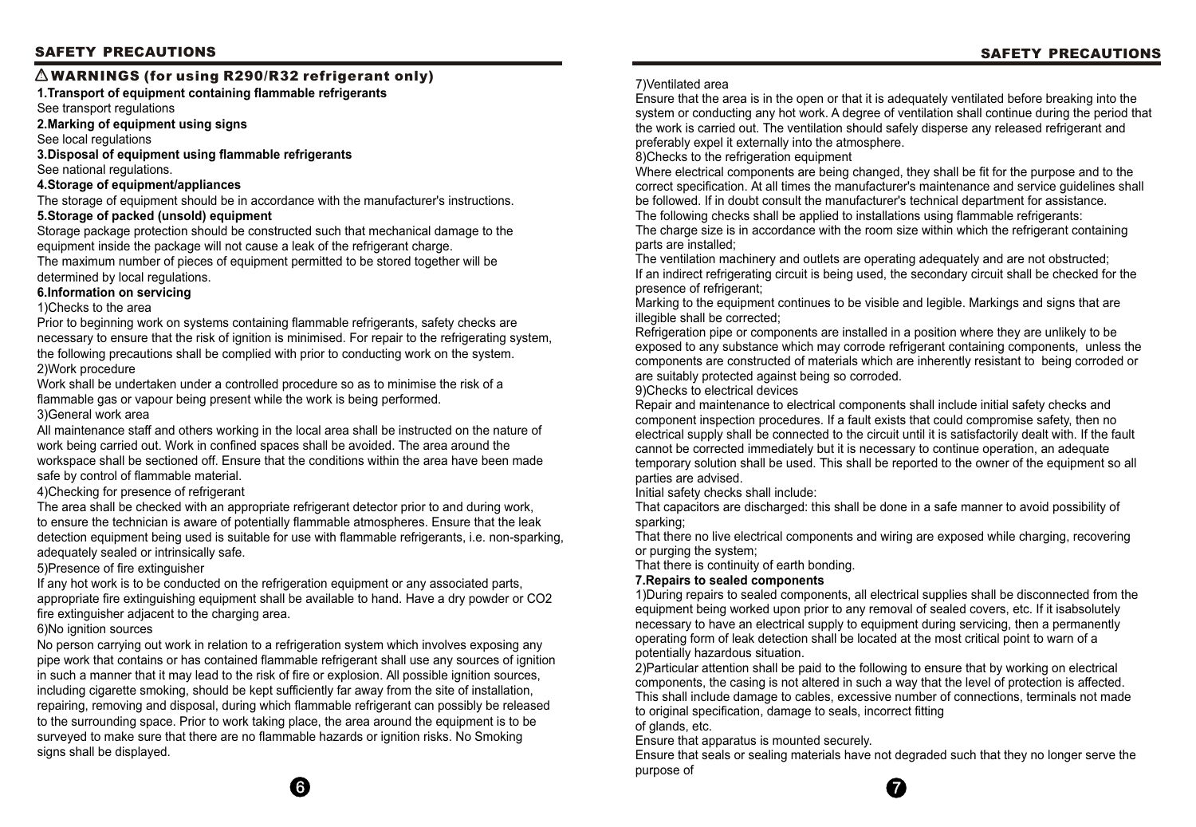## ⚠ WARNINGS (for using R290/R32 refrigerant only)

**1.Transport of equipment containing flammable refrigerants**

See transport regulations

**2.Marking of equipment using signs**

See local regulations

**3.Disposal of equipment using flammable refrigerants**

See national regulations.

**4.Storage of equipment/appliances**

The storage of equipment should be in accordance with the manufacturer's instructions.

**5.Storage of packed (unsold) equipment**

Storage package protection should be constructed such that mechanical damage to the equipment inside the package will not cause a leak of the refrigerant charge.

The maximum number of pieces of equipment permitted to be stored together will be determined by local regulations.

**6.Information on servicing**

1)Checks to the area

Prior to beginning work on systems containing flammable refrigerants, safety checks are necessary to ensure that the risk of ignition is minimised. For repair to the refrigerating system, the following precautions shall be complied with prior to conducting work on the system.

2)Work procedure

Work shall be undertaken under a controlled procedure so as to minimise the risk of a flammable gas or vapour being present while the work is being performed.

3)General work area

All maintenance staff and others working in the local area shall be instructed on the nature of work being carried out. Work in confined spaces shall be avoided. The area around the workspace shall be sectioned off. Ensure that the conditions within the area have been made safe by control of flammable material.

4)Checking for presence of refrigerant

The area shall be checked with an appropriate refrigerant detector prior to and during work, to ensure the technician is aware of potentially flammable atmospheres. Ensure that the leak detection equipment being used is suitable for use with flammable refrigerants, i.e. non-sparking, adequately sealed or intrinsically safe.

5)Presence of fire extinguisher

If any hot work is to be conducted on the refrigeration equipment or any associated parts, appropriate fire extinguishing equipment shall be available to hand. Have a dry powder or CO2 fire extinguisher adjacent to the charging area.

6)No ignition sources

No person carrying out work in relation to a refrigeration system which involves exposing any pipe work that contains or has contained flammable refrigerant shall use any sources of ignition in such a manner that it may lead to the risk of fire or explosion. All possible ignition sources, including cigarette smoking, should be kept sufficiently far away from the site of installation, repairing, removing and disposal, during which flammable refrigerant can possibly be released to the surrounding space. Prior to work taking place, the area around the equipment is to be surveyed to make sure that there are no flammable hazards or ignition risks. No Smoking signs shall be displayed.

7)Ventilated area

Ensure that the area is in the open or that it is adequately ventilated before breaking into the system or conducting any hot work. A degree of ventilation shall continue during the period that the work is carried out. The ventilation should safely disperse any released refrigerant and preferably expel it externally into the atmosphere.

8)Checks to the refrigeration equipment

Where electrical components are being changed, they shall be fit for the purpose and to the correct specification. At all times the manufacturer's maintenance and service guidelines shall be followed. If in doubt consult the manufacturer's technical department for assistance.

The following checks shall be applied to installations using flammable refrigerants:

The charge size is in accordance with the room size within which the refrigerant containing parts are installed;

The ventilation machinery and outlets are operating adequately and are not obstructed;

If an indirect refrigerating circuit is being used, the secondary circuit shall be checked for the presence of refrigerant;

Marking to the equipment continues to be visible and legible. Markings and signs that are illegible shall be corrected;

Refrigeration pipe or components are installed in a position where they are unlikely to be exposed to any substance which may corrode refrigerant containing components, unless the components are constructed of materials which are inherently resistant to being corroded or are suitably protected against being so corroded.

9)Checks to electrical devices

Repair and maintenance to electrical components shall include initial safety checks and component inspection procedures. If a fault exists that could compromise safety, then no electrical supply shall be connected to the circuit until it is satisfactorily dealt with. If the fault cannot be corrected immediately but it is necessary to continue operation, an adequate temporary solution shall be used. This shall be reported to the owner of the equipment so all parties are advised.

Initial safety checks shall include:

That capacitors are discharged: this shall be done in a safe manner to avoid possibility of sparking;

That there no live electrical components and wiring are exposed while charging, recovering or purging the system;

That there is continuity of earth bonding.

**7.Repairs to sealed components**

1)During repairs to sealed components, all electrical supplies shall be disconnected from the equipment being worked upon prior to any removal of sealed covers, etc. If it isabsolutely necessary to have an electrical supply to equipment during servicing, then a permanently operating form of leak detection shall be located at the most critical point to warn of a potentially hazardous situation.

2)Particular attention shall be paid to the following to ensure that by working on electrical components, the casing is not altered in such a way that the level of protection is affected. This shall include damage to cables, excessive number of connections, terminals not made to original specification, damage to seals, incorrect fitting of glands, etc.

Ensure that apparatus is mounted securely.

Ensure that seals or sealing materials have not degraded such that they no longer serve the purpose of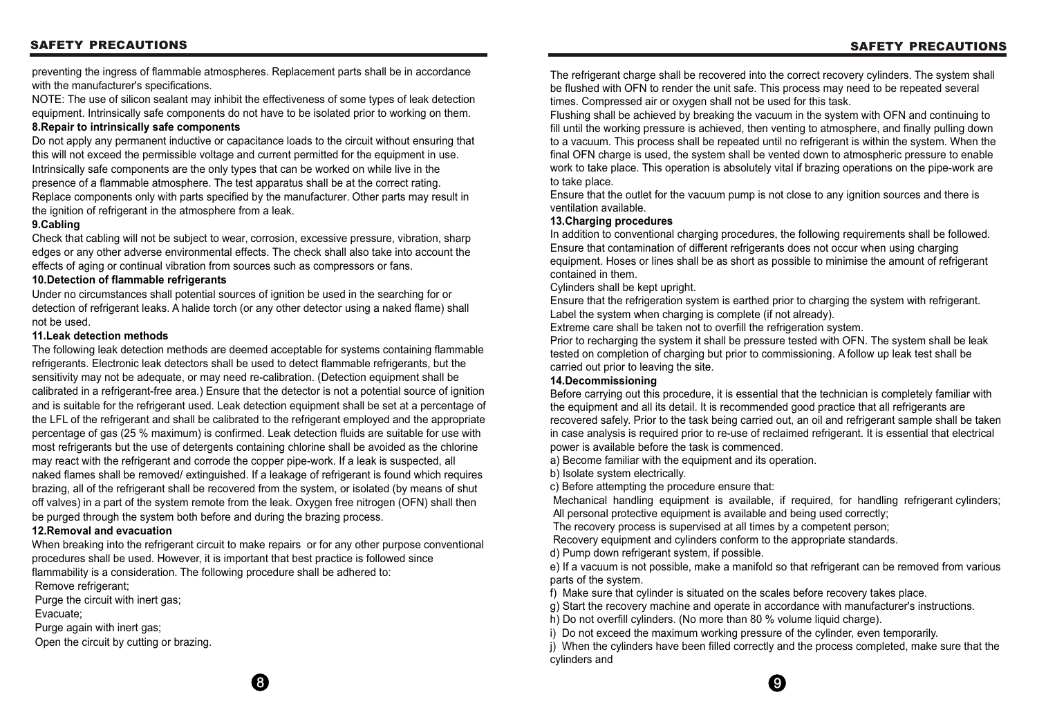preventing the ingress of flammable atmospheres. Replacement parts shall be in accordance with the manufacturer's specifications.

NOTE: The use of silicon sealant may inhibit the effectiveness of some types of leak detection equipment. Intrinsically safe components do not have to be isolated prior to working on them.

**8.Repair to intrinsically safe components**

Do not apply any permanent inductive or capacitance loads to the circuit without ensuring that this will not exceed the permissible voltage and current permitted for the equipment in use. Intrinsically safe components are the only types that can be worked on while live in the presence of a flammable atmosphere. The test apparatus shall be at the correct rating. Replace components only with parts specified by the manufacturer. Other parts may result in the ignition of refrigerant in the atmosphere from a leak.

**9.Cabling**

Check that cabling will not be subject to wear, corrosion, excessive pressure, vibration, sharp edges or any other adverse environmental effects. The check shall also take into account the effects of aging or continual vibration from sources such as compressors or fans.

**10.Detection of flammable refrigerants**

Under no circumstances shall potential sources of ignition be used in the searching for or detection of refrigerant leaks. A halide torch (or any other detector using a naked flame) shall not be used.

**11.Leak detection methods**

The following leak detection methods are deemed acceptable for systems containing flammable refrigerants. Electronic leak detectors shall be used to detect flammable refrigerants, but the sensitivity may not be adequate, or may need re-calibration. (Detection equipment shall be calibrated in a refrigerant-free area.) Ensure that the detector is not a potential source of ignition and is suitable for the refrigerant used. Leak detection equipment shall be set at a percentage of the LFL of the refrigerant and shall be calibrated to the refrigerant employed and the appropriate percentage of gas (25 % maximum) is confirmed. Leak detection fluids are suitable for use with most refrigerants but the use of detergents containing chlorine shall be avoided as the chlorine may react with the refrigerant and corrode the copper pipe-work. If a leak is suspected, all naked flames shall be removed/ extinguished. If a leakage of refrigerant is found which requires brazing, all of the refrigerant shall be recovered from the system, or isolated (by means of shut off valves) in a part of the system remote from the leak. Oxygen free nitrogen (OFN) shall then be purged through the system both before and during the brazing process.

**12.Removal and evacuation**

When breaking into the refrigerant circuit to make repairs or for any other purpose conventional procedures shall be used. However, it is important that best practice is followed since flammability is a consideration. The following procedure shall be adhered to:

Remove refrigerant;

Purge the circuit with inert gas;

Evacuate;

Purge again with inert gas;

Open the circuit by cutting or brazing.

The refrigerant charge shall be recovered into the correct recovery cylinders. The system shall be flushed with OFN to render the unit safe. This process may need to be repeated several times. Compressed air or oxygen shall not be used for this task.

Flushing shall be achieved by breaking the vacuum in the system with OFN and continuing to fill until the working pressure is achieved, then venting to atmosphere, and finally pulling down to a vacuum. This process shall be repeated until no refrigerant is within the system. When the final OFN charge is used, the system shall be vented down to atmospheric pressure to enable work to take place. This operation is absolutely vital if brazing operations on the pipe-work are to take place.

Ensure that the outlet for the vacuum pump is not close to any ignition sources and there is ventilation available.

**13.Charging procedures**

In addition to conventional charging procedures, the following requirements shall be followed.

Ensure that contamination of different refrigerants does not occur when using charging equipment. Hoses or lines shall be as short as possible to minimise the amount of refrigerant contained in them.

Cylinders shall be kept upright.

Ensure that the refrigeration system is earthed prior to charging the system with refrigerant.

Label the system when charging is complete (if not already).

Extreme care shall be taken not to overfill the refrigeration system.

Prior to recharging the system it shall be pressure tested with OFN. The system shall be leak tested on completion of charging but prior to commissioning. A follow up leak test shall be carried out prior to leaving the site.

**14.Decommissioning**

Before carrying out this procedure, it is essential that the technician is completely familiar with the equipment and all its detail. It is recommended good practice that all refrigerants are recovered safely. Prior to the task being carried out, an oil and refrigerant sample shall be taken in case analysis is required prior to re-use of reclaimed refrigerant. It is essential that electrical power is available before the task is commenced.

a) Become familiar with the equipment and its operation.

b) Isolate system electrically.

c) Before attempting the procedure ensure that:

Mechanical handling equipment is available, if required, for handling refrigerant cylinders;

All personal protective equipment is available and being used correctly;

The recovery process is supervised at all times by a competent person;

Recovery equipment and cylinders conform to the appropriate standards.

d) Pump down refrigerant system, if possible.

e) If a vacuum is not possible, make a manifold so that refrigerant can be removed from various parts of the system.

f) Make sure that cylinder is situated on the scales before recovery takes place.

g) Start the recovery machine and operate in accordance with manufacturer's instructions.

h) Do not overfill cylinders. (No more than 80 % volume liquid charge).

i) Do not exceed the maximum working pressure of the cylinder, even temporarily.

j) When the cylinders have been filled correctly and the process completed, make sure that the cylinders and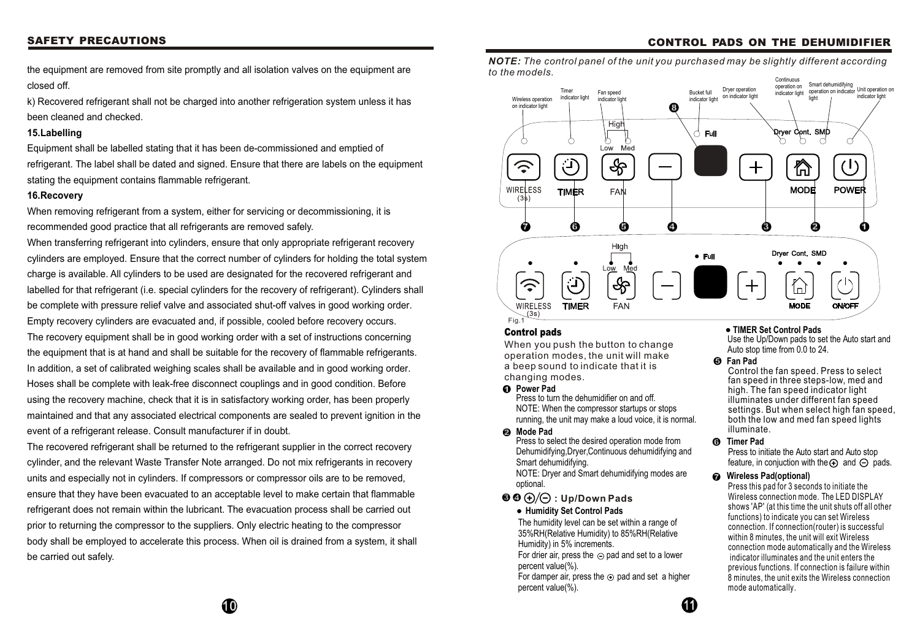## SAFETY PRECAUTIONS

the equipment are removed from site promptly and all isolation valves on the equipment are closed off.

k) Recovered refrigerant shall not be charged into another refrigeration system unless it has been cleaned and checked.

**15.Labelling**

Equipment shall be labelled stating that it has been de-commissioned and emptied of refrigerant. The label shall be dated and signed. Ensure that there are labels on the equipment stating the equipment contains flammable refrigerant.

**16.Recovery**

When removing refrigerant from a system, either for servicing or decommissioning, it is recommended good practice that all refrigerants are removed safely.

When transferring refrigerant into cylinders, ensure that only appropriate refrigerant recovery cylinders are employed. Ensure that the correct number of cylinders for holding the total system charge is available. All cylinders to be used are designated for the recovered refrigerant and labelled for that refrigerant (i.e. special cylinders for the recovery of refrigerant). Cylinders shall be complete with pressure relief valve and associated shut-off valves in good working order. Empty recovery cylinders are evacuated and, if possible, cooled before recovery occurs.

The recovery equipment shall be in good working order with a set of instructions concerning the equipment that is at hand and shall be suitable for the recovery of flammable refrigerants. In addition, a set of calibrated weighing scales shall be available and in good working order. Hoses shall be complete with leak-free disconnect couplings and in good condition. Before using the recovery machine, check that it is in satisfactory working order, has been properly maintained and that any associated electrical components are sealed to prevent ignition in the event of a refrigerant release. Consult manufacturer if in doubt.

The recovered refrigerant shall be returned to the refrigerant supplier in the correct recovery cylinder, and the relevant Waste Transfer Note arranged. Do not mix refrigerants in recovery units and especially not in cylinders. If compressors or compressor oils are to be removed, ensure that they have been evacuated to an acceptable level to make certain that flammable refrigerant does not remain within the lubricant. The evacuation process shall be carried out prior to returning the compressor to the suppliers. Only electric heating to the compressor body shall be employed to accelerate this process. When oil is drained from a system, it shall be carried out safely.

## CONTROL PADS ON THE DEHUMIDIFIER

***NOTE:*** *The control panel of the unit you purchased may be slightly different according to the models.*

Wireless operation on indicator light · Timer indicator light · Fan speed indicator light · Bucket full indicator light · Dryer operation on indicator light · Continuous operation on indicator light · Smart dehumidifying operation on indicator light · Unit operation on indicator light

High · Low · Med · Full · Dryer · Cont. · SMD

WIRELESS (3s) · TIMER · FAN · MODE · POWER

❼ ❻ ❺ ❹ ❸ ❷ ❶

High · Low · Med · Full · Dryer · Cont. · SMD

WIRELESS (3s) · TIMER · FAN · MODE · ON/OFF

Fig.1

### Control pads

When you push the button to change operation modes, the unit will make a beep sound to indicate that it is changing modes.

❶ **Power Pad**

Press to turn the dehumidifier on and off.
NOTE: When the compressor startups or stops running, the unit may make a loud voice, it is normal.

❷ **Mode Pad**

Press to select the desired operation mode from Dehumidifying,Dryer,Continuous dehumidifying and Smart dehumidifying.
NOTE: Dryer and Smart dehumidifying modes are optional.

❸❹ ⊕/⊖ **: Up/Down Pads**

- **Humidity Set Control Pads**

The humidity level can be set within a range of 35%RH(Relative Humidity) to 85%RH(Relative Humidity) in 5% increments.
For drier air, press the ⊖ pad and set to a lower percent value(%).
For damper air, press the ⊕ pad and set a higher percent value(%).

- **TIMER Set Control Pads**

Use the Up/Down pads to set the Auto start and Auto stop time from 0.0 to 24.

❺ **Fan Pad**

Control the fan speed. Press to select fan speed in three steps-low, med and high. The fan speed indicator light illuminates under different fan speed settings. But when select high fan speed, both the low and med fan speed lights illuminate.

❻ **Timer Pad**

Press to initiate the Auto start and Auto stop feature, in conjuction with the ⊕ and ⊖ pads.

❼ **Wireless Pad(optional)**

Press this pad for 3 seconds to initiate the Wireless connection mode. The LED DISPLAY shows 'AP' (at this time the unit shuts off all other functions) to indicate you can set Wireless connection. If connection(router) is successful within 8 minutes, the unit will exit Wireless connection mode automatically and the Wireless indicator illuminates and the unit enters the previous functions. If connection is failure within 8 minutes, the unit exits the Wireless connection mode automatically.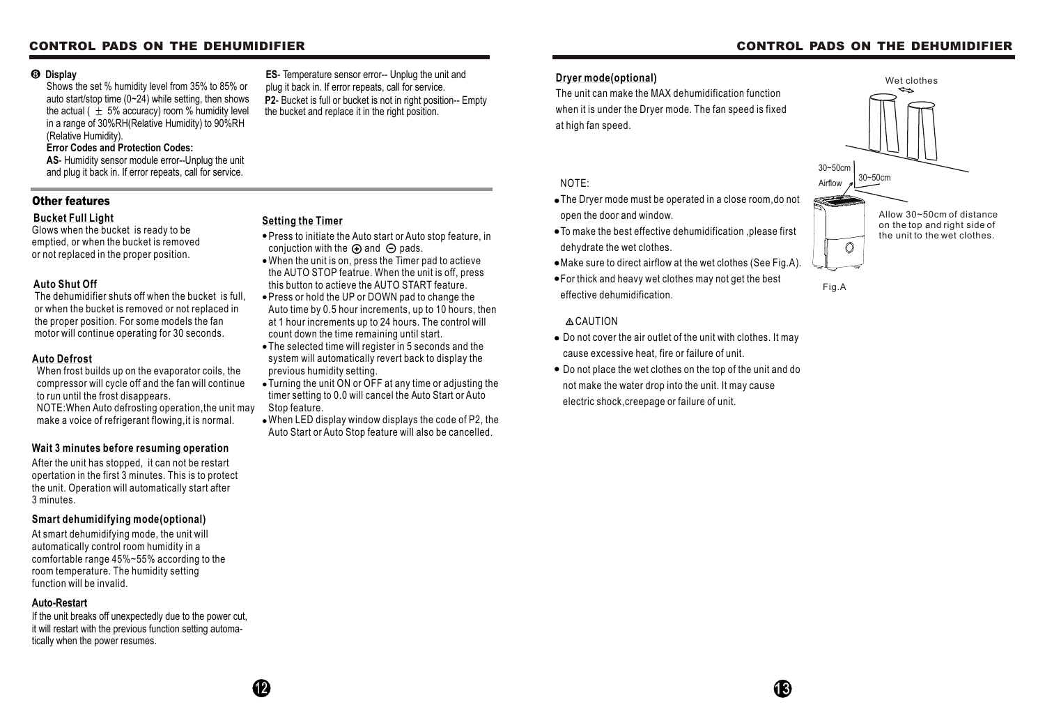## CONTROL PADS ON THE DEHUMIDIFIER

**⑧ Display**

Shows the set % humidity level from 35% to 85% or auto start/stop time (0~24) while setting, then shows the actual ( ± 5% accuracy) room % humidity level in a range of 30%RH(Relative Humidity) to 90%RH (Relative Humidity).

**Error Codes and Protection Codes:**

**AS**- Humidity sensor module error--Unplug the unit and plug it back in. If error repeats, call for service.

**ES**- Temperature sensor error-- Unplug the unit and plug it back in. If error repeats, call for service.

**P2**- Bucket is full or bucket is not in right position-- Empty the bucket and replace it in the right position.

## Other features

### Bucket Full Light

Glows when the bucket is ready to be emptied, or when the bucket is removed or not replaced in the proper position.

### Auto Shut Off

The dehumidifier shuts off when the bucket is full, or when the bucket is removed or not replaced in the proper position. For some models the fan motor will continue operating for 30 seconds.

### Auto Defrost

When frost builds up on the evaporator coils, the compressor will cycle off and the fan will continue to run until the frost disappears.

NOTE:When Auto defrosting operation,the unit may make a voice of refrigerant flowing,it is normal.

### Wait 3 minutes before resuming operation

After the unit has stopped, it can not be restart opertation in the first 3 minutes. This is to protect the unit. Operation will automatically start after 3 minutes.

### Smart dehumidifying mode(optional)

At smart dehumidifying mode, the unit will automatically control room humidity in a comfortable range 45%~55% according to the room temperature. The humidity setting function will be invalid.

### Auto-Restart

If the unit breaks off unexpectedly due to the power cut, it will restart with the previous function setting automatically when the power resumes.

### Setting the Timer

- Press to initiate the Auto start or Auto stop feature, in conjuction with the ⊕ and ⊖ pads.
- When the unit is on, press the Timer pad to actieve the AUTO STOP featrue. When the unit is off, press this button to actieve the AUTO START feature.
- Press or hold the UP or DOWN pad to change the Auto time by 0.5 hour increments, up to 10 hours, then at 1 hour increments up to 24 hours. The control will count down the time remaining until start.
- The selected time will register in 5 seconds and the system will automatically revert back to display the previous humidity setting.
- Turning the unit ON or OFF at any time or adjusting the timer setting to 0.0 will cancel the Auto Start or Auto Stop feature.
- When LED display window displays the code of P2, the Auto Start or Auto Stop feature will also be cancelled.

## CONTROL PADS ON THE DEHUMIDIFIER

### Dryer mode(optional)

The unit can make the MAX dehumidification function when it is under the Dryer mode. The fan speed is fixed at high fan speed.

NOTE:

- The Dryer mode must be operated in a close room,do not open the door and window.
- To make the best effective dehumidification ,please first dehydrate the wet clothes.
- Make sure to direct airflow at the wet clothes (See Fig.A).
- For thick and heavy wet clothes may not get the best effective dehumidification.

Wet clothes

30~50cm

30~50cm

Airflow

Allow 30~50cm of distance on the top and right side of the unit to the wet clothes.

Fig.A

⚠CAUTION

- Do not cover the air outlet of the unit with clothes. It may cause excessive heat, fire or failure of unit.
- Do not place the wet clothes on the top of the unit and do not make the water drop into the unit. It may cause electric shock,creepage or failure of unit.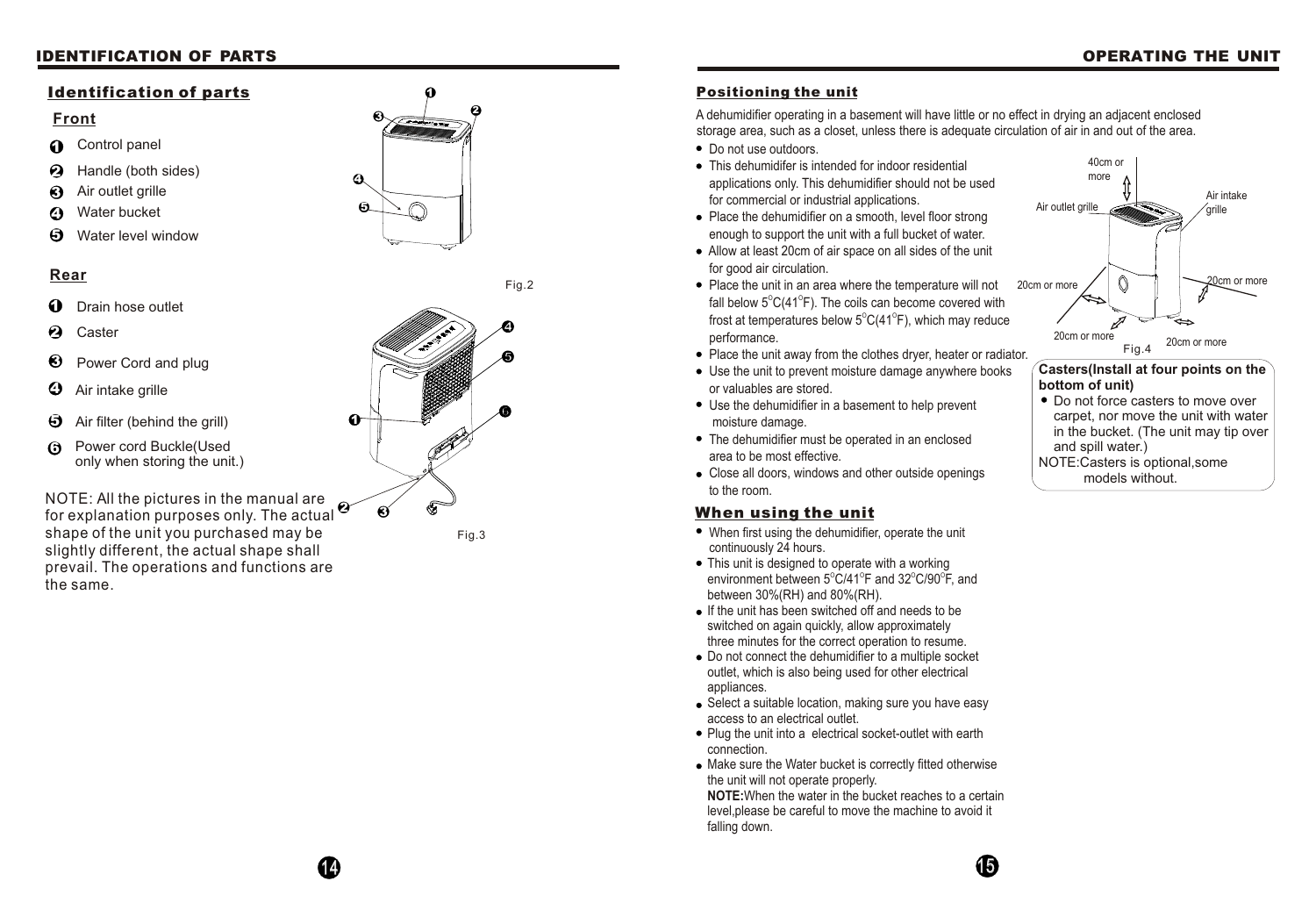# IDENTIFICATION OF PARTS

## Identification of parts

### Front

1. Control panel
2. Handle (both sides)
3. Air outlet grille
4. Water bucket
5. Water level window

Fig.2

### Rear

1. Drain hose outlet
2. Caster
3. Power Cord and plug
4. Air intake grille
5. Air filter (behind the grill)
6. Power cord Buckle(Used only when storing the unit.)

Fig.3

NOTE: All the pictures in the manual are for explanation purposes only. The actual shape of the unit you purchased may be slightly different, the actual shape shall prevail. The operations and functions are the same.

# OPERATING THE UNIT

## Positioning the unit

A dehumidifier operating in a basement will have little or no effect in drying an adjacent enclosed storage area, such as a closet, unless there is adequate circulation of air in and out of the area.

- Do not use outdoors.
- This dehumidifer is intended for indoor residential applications only. This dehumidifier should not be used for commercial or industrial applications.
- Place the dehumidifier on a smooth, level floor strong enough to support the unit with a full bucket of water.
- Allow at least 20cm of air space on all sides of the unit for good air circulation.
- Place the unit in an area where the temperature will not fall below $5^{o}C(41^{o}F)$. The coils can become covered with frost at temperatures below $5^{o}C(41^{o}F)$, which may reduce performance.
- Place the unit away from the clothes dryer, heater or radiator.
- Use the unit to prevent moisture damage anywhere books or valuables are stored.
- Use the dehumidifier in a basement to help prevent moisture damage.
- The dehumidifier must be operated in an enclosed area to be most effective.
- Close all doors, windows and other outside openings to the room.

40cm or more · Air outlet grille · Air intake grille · 20cm or more · 20cm or more · 20cm or more · 20cm or more

Fig.4

**Casters(Install at four points on the bottom of unit)**

- Do not force casters to move over carpet, nor move the unit with water in the bucket. (The unit may tip over and spill water.)

NOTE:Casters is optional,some models without.

## When using the unit

- When first using the dehumidifier, operate the unit continuously 24 hours.
- This unit is designed to operate with a working environment between $5^{o}C/41^{o}F$ and $32^{o}C/90^{o}F$, and between 30%(RH) and 80%(RH).
- If the unit has been switched off and needs to be switched on again quickly, allow approximately three minutes for the correct operation to resume.
- Do not connect the dehumidifier to a multiple socket outlet, which is also being used for other electrical appliances.
- Select a suitable location, making sure you have easy access to an electrical outlet.
- Plug the unit into a electrical socket-outlet with earth connection.
- Make sure the Water bucket is correctly fitted otherwise the unit will not operate properly.

  **NOTE:**When the water in the bucket reaches to a certain level,please be careful to move the machine to avoid it falling down.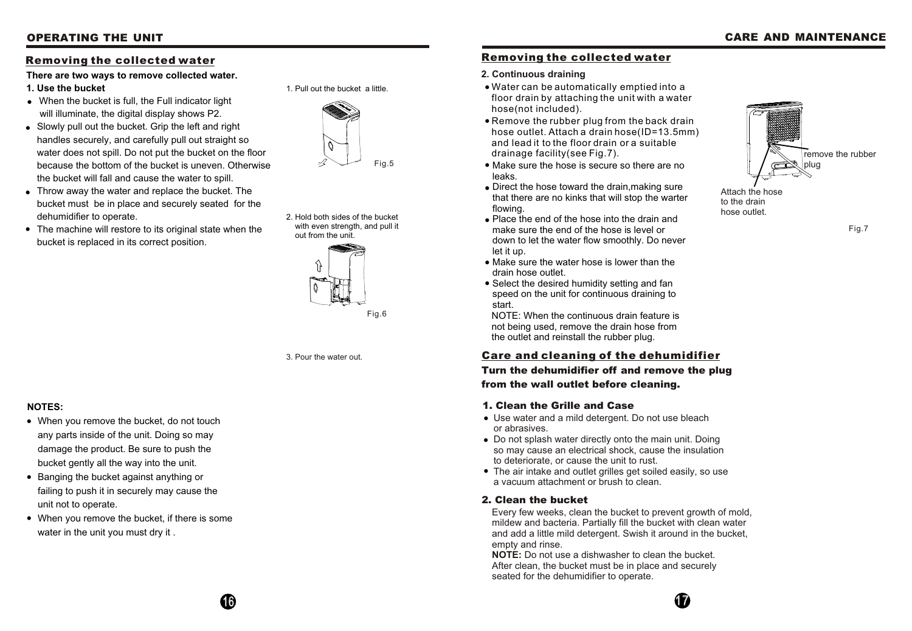## OPERATING THE UNIT

### Removing the collected water

**There are two ways to remove collected water.**

**1. Use the bucket**

- When the bucket is full, the Full indicator light will illuminate, the digital display shows P2.
- Slowly pull out the bucket. Grip the left and right handles securely, and carefully pull out straight so water does not spill. Do not put the bucket on the floor because the bottom of the bucket is uneven. Otherwise the bucket will fall and cause the water to spill.
- Throw away the water and replace the bucket. The bucket must be in place and securely seated for the dehumidifier to operate.
- The machine will restore to its original state when the bucket is replaced in its correct position.

1. Pull out the bucket a little.

Fig.5

2. Hold both sides of the bucket with even strength, and pull it out from the unit.

Fig.6

3. Pour the water out.

**NOTES:**

- When you remove the bucket, do not touch any parts inside of the unit. Doing so may damage the product. Be sure to push the bucket gently all the way into the unit.
- Banging the bucket against anything or failing to push it in securely may cause the unit not to operate.
- When you remove the bucket, if there is some water in the unit you must dry it .

## CARE AND MAINTENANCE

### Removing the collected water

**2. Continuous draining**

- Water can be automatically emptied into a floor drain by attaching the unit with a water hose(not included).
- Remove the rubber plug from the back drain hose outlet. Attach a drain hose(ID=13.5mm) and lead it to the floor drain or a suitable drainage facility(see Fig.7).
- Make sure the hose is secure so there are no leaks.
- Direct the hose toward the drain,making sure that there are no kinks that will stop the warter flowing.
- Place the end of the hose into the drain and make sure the end of the hose is level or down to let the water flow smoothly. Do never let it up.
- Make sure the water hose is lower than the drain hose outlet.
- Select the desired humidity setting and fan speed on the unit for continuous draining to start.

NOTE: When the continuous drain feature is not being used, remove the drain hose from the outlet and reinstall the rubber plug.

remove the rubber plug

Attach the hose to the drain hose outlet.

Fig.7

### Care and cleaning of the dehumidifier

**Turn the dehumidifier off and remove the plug from the wall outlet before cleaning.**

#### 1. Clean the Grille and Case

- Use water and a mild detergent. Do not use bleach or abrasives.
- Do not splash water directly onto the main unit. Doing so may cause an electrical shock, cause the insulation to deteriorate, or cause the unit to rust.
- The air intake and outlet grilles get soiled easily, so use a vacuum attachment or brush to clean.

#### 2. Clean the bucket

Every few weeks, clean the bucket to prevent growth of mold, mildew and bacteria. Partially fill the bucket with clean water and add a little mild detergent. Swish it around in the bucket, empty and rinse.

**NOTE:** Do not use a dishwasher to clean the bucket. After clean, the bucket must be in place and securely seated for the dehumidifier to operate.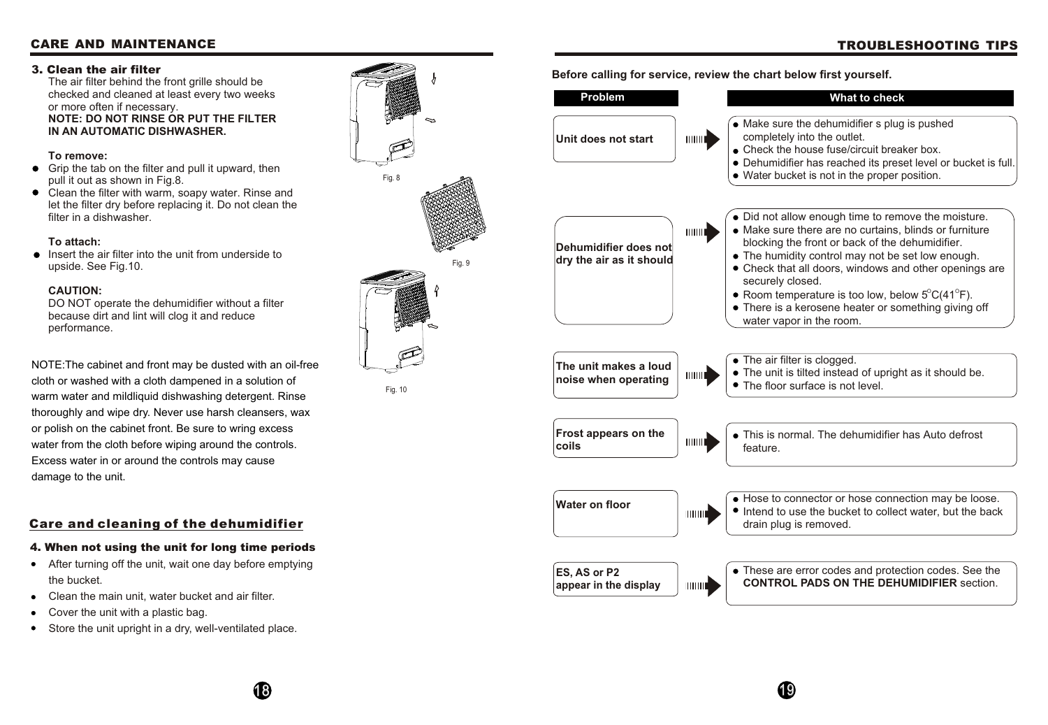## CARE AND MAINTENANCE

### 3. Clean the air filter

The air filter behind the front grille should be checked and cleaned at least every two weeks or more often if necessary.
**NOTE: DO NOT RINSE OR PUT THE FILTER IN AN AUTOMATIC DISHWASHER.**

**To remove:**

- Grip the tab on the filter and pull it upward, then pull it out as shown in Fig.8.
- Clean the filter with warm, soapy water. Rinse and let the filter dry before replacing it. Do not clean the filter in a dishwasher.

**To attach:**

- Insert the air filter into the unit from underside to upside. See Fig.10.

**CAUTION:**
DO NOT operate the dehumidifier without a filter because dirt and lint will clog it and reduce performance.

Fig. 8

Fig. 9

Fig. 10

NOTE:The cabinet and front may be dusted with an oil-free cloth or washed with a cloth dampened in a solution of warm water and mildliquid dishwashing detergent. Rinse thoroughly and wipe dry. Never use harsh cleansers, wax or polish on the cabinet front. Be sure to wring excess water from the cloth before wiping around the controls. Excess water in or around the controls may cause damage to the unit.

## Care and cleaning of the dehumidifier

### 4. When not using the unit for long time periods

- After turning off the unit, wait one day before emptying the bucket.
- Clean the main unit, water bucket and air filter.
- Cover the unit with a plastic bag.
- Store the unit upright in a dry, well-ventilated place.

## TROUBLESHOOTING TIPS

**Before calling for service, review the chart below first yourself.**

| Problem | What to check |
|---|---|
| **Unit does not start** | • Make sure the dehumidifier s plug is pushed completely into the outlet.<br>• Check the house fuse/circuit breaker box.<br>• Dehumidifier has reached its preset level or bucket is full.<br>• Water bucket is not in the proper position. |
| **Dehumidifier does not dry the air as it should** | • Did not allow enough time to remove the moisture.<br>• Make sure there are no curtains, blinds or furniture blocking the front or back of the dehumidifier.<br>• The humidity control may not be set low enough.<br>• Check that all doors, windows and other openings are securely closed.<br>• Room temperature is too low, below 5°C(41°F).<br>• There is a kerosene heater or something giving off water vapor in the room. |
| **The unit makes a loud noise when operating** | • The air filter is clogged.<br>• The unit is tilted instead of upright as it should be.<br>• The floor surface is not level. |
| **Frost appears on the coils** | • This is normal. The dehumidifier has Auto defrost feature. |
| **Water on floor** | • Hose to connector or hose connection may be loose.<br>• Intend to use the bucket to collect water, but the back drain plug is removed. |
| **ES, AS or P2 appear in the display** | • These are error codes and protection codes. See the **CONTROL PADS ON THE DEHUMIDIFIER** section. |